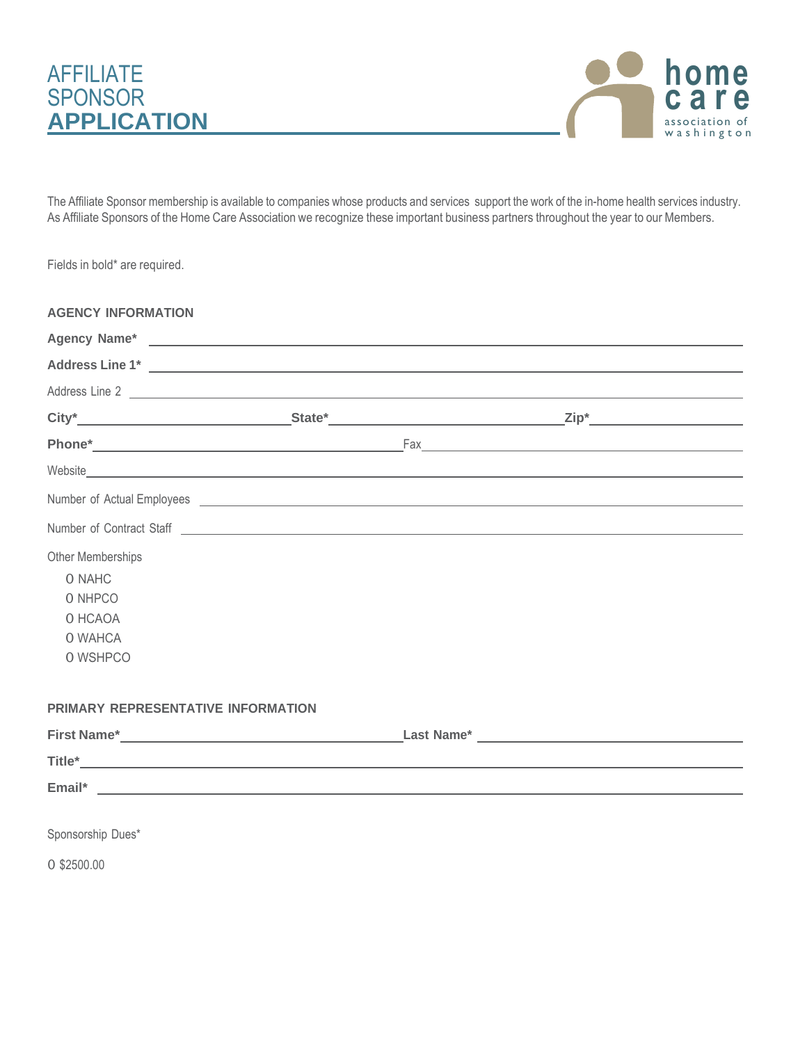# AFFILIATE SPONSOR **APPLICATION**

home care association of washington

The Affiliate Sponsor membership is available to companies whose products and services support the work of the in-home health services industry. As Affiliate Sponsors of the Home Care Association we recognize these important business partners throughout the year to our Members.

Fields in bold* are required.

## AGENCY INFORMATION

**Agency Name*** ______________________________

**Address Line 1*** ______________________________

Address Line 2 ______________________________

**City*** ____________ **State*** ____________ **Zip*** ____________

**Phone*** ____________ Fax ____________

Website ______________________________

Number of Actual Employees ______________________________

Number of Contract Staff ______________________________

Other Memberships

- O NAHC
- O NHPCO
- O HCAOA
- O WAHCA
- O WSHPCO

## PRIMARY REPRESENTATIVE INFORMATION

**First Name*** ____________ **Last Name*** ____________

**Title*** ______________________________

**Email*** ______________________________

Sponsorship Dues*

O $2500.00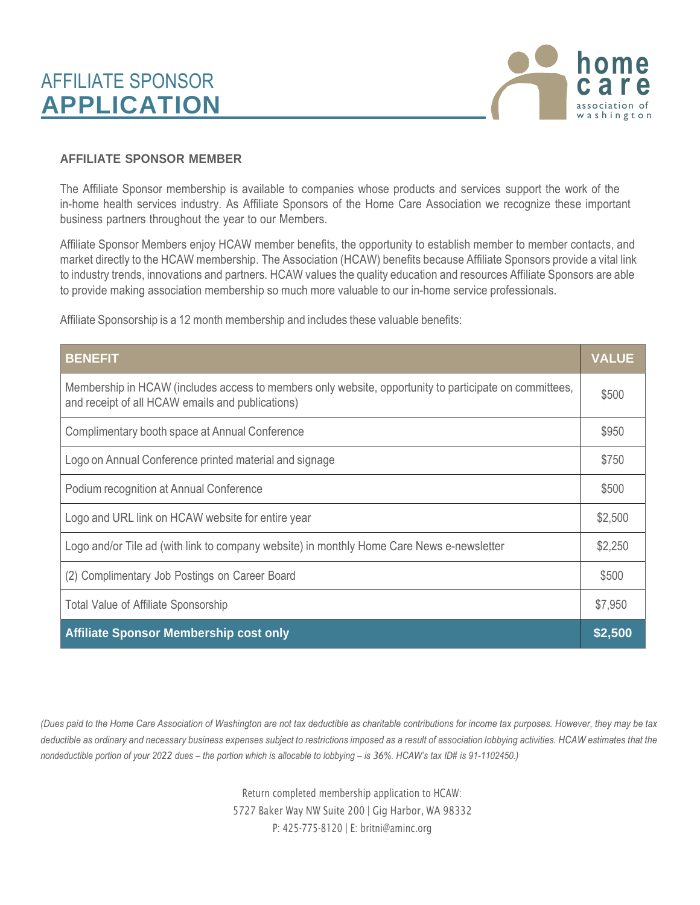# AFFILIATE SPONSOR **APPLICATION**

home care association of washington

### AFFILIATE SPONSOR MEMBER

The Affiliate Sponsor membership is available to companies whose products and services support the work of the in-home health services industry. As Affiliate Sponsors of the Home Care Association we recognize these important business partners throughout the year to our Members.

Affiliate Sponsor Members enjoy HCAW member benefits, the opportunity to establish member to member contacts, and market directly to the HCAW membership. The Association (HCAW) benefits because Affiliate Sponsors provide a vital link to industry trends, innovations and partners. HCAW values the quality education and resources Affiliate Sponsors are able to provide making association membership so much more valuable to our in-home service professionals.

Affiliate Sponsorship is a 12 month membership and includes these valuable benefits:

| BENEFIT | VALUE |
|---|---|
| Membership in HCAW (includes access to members only website, opportunity to participate on committees, and receipt of all HCAW emails and publications) | $500 |
| Complimentary booth space at Annual Conference | $950 |
| Logo on Annual Conference printed material and signage | $750 |
| Podium recognition at Annual Conference | $500 |
| Logo and URL link on HCAW website for entire year | $2,500 |
| Logo and/or Tile ad (with link to company website) in monthly Home Care News e-newsletter | $2,250 |
| (2) Complimentary Job Postings on Career Board | $500 |
| Total Value of Affiliate Sponsorship | $7,950 |
| **Affiliate Sponsor Membership cost only** | **$2,500** |

*(Dues paid to the Home Care Association of Washington are not tax deductible as charitable contributions for income tax purposes. However, they may be tax deductible as ordinary and necessary business expenses subject to restrictions imposed as a result of association lobbying activities. HCAW estimates that the nondeductible portion of your 2022 dues – the portion which is allocable to lobbying – is 36%. HCAW's tax ID# is 91-1102450.)*

Return completed membership application to HCAW:
5727 Baker Way NW Suite 200 | Gig Harbor, WA 98332
P: 425-775-8120 | E: britni@aminc.org